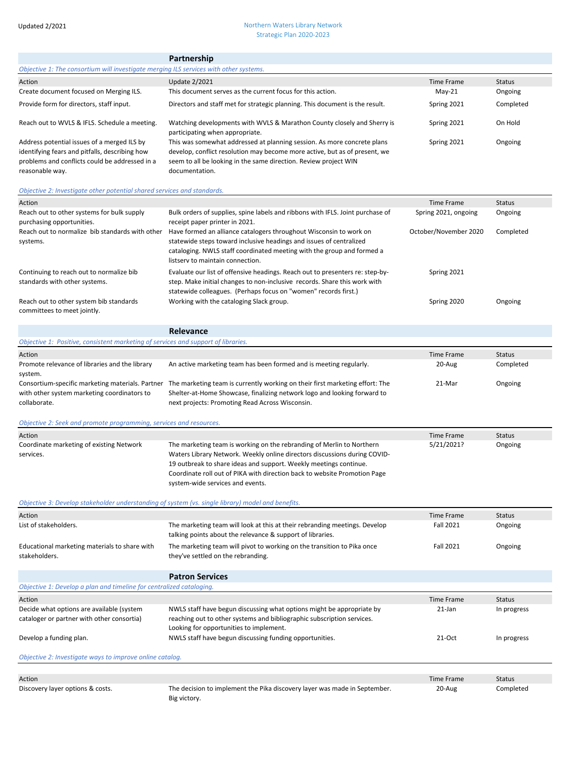Updated 2/2021

# Northern Waters Library Network
## Strategic Plan 2020-2023

## Partnership

*Objective 1: The consortium will investigate merging ILS services with other systems.*

| Action | Update 2/2021 | Time Frame | Status |
|---|---|---|---|
| Create document focused on Merging ILS. | This document serves as the current focus for this action. | May-21 | Ongoing |
| Provide form for directors, staff input. | Directors and staff met for strategic planning. This document is the result. | Spring 2021 | Completed |
| Reach out to WVLS & IFLS. Schedule a meeting. | Watching developments with WVLS & Marathon County closely and Sherry is participating when appropriate. | Spring 2021 | On Hold |
| Address potential issues of a merged ILS by identifying fears and pitfalls, describing how problems and conflicts could be addressed in a reasonable way. | This was somewhat addressed at planning session. As more concrete plans develop, conflict resolution may become more active, but as of present, we seem to all be looking in the same direction. Review project WIN documentation. | Spring 2021 | Ongoing |

*Objective 2: Investigate other potential shared services and standards.*

| Action | | Time Frame | Status |
|---|---|---|---|
| Reach out to other systems for bulk supply purchasing opportunities. | Bulk orders of supplies, spine labels and ribbons with IFLS. Joint purchase of receipt paper printer in 2021. | Spring 2021, ongoing | Ongoing |
| Reach out to normalize bib standards with other systems. | Have formed an alliance catalogers throughout Wisconsin to work on statewide steps toward inclusive headings and issues of centralized cataloging. NWLS staff coordinated meeting with the group and formed a listserv to maintain connection. | October/November 2020 | Completed |
| Continuing to reach out to normalize bib standards with other systems. | Evaluate our list of offensive headings. Reach out to presenters re: step-by-step. Make initial changes to non-inclusive records. Share this work with statewide colleagues. (Perhaps focus on "women" records first.) | Spring 2021 | |
| Reach out to other system bib standards committees to meet jointly. | Working with the cataloging Slack group. | Spring 2020 | Ongoing |

## Relevance

*Objective 1: Positive, consistent marketing of services and support of libraries.*

| Action | | Time Frame | Status |
|---|---|---|---|
| Promote relevance of libraries and the library system. | An active marketing team has been formed and is meeting regularly. | 20-Aug | Completed |
| Consortium-specific marketing materials. Partner with other system marketing coordinators to collaborate. | The marketing team is currently working on their first marketing effort: The Shelter-at-Home Showcase, finalizing network logo and looking forward to next projects: Promoting Read Across Wisconsin. | 21-Mar | Ongoing |

*Objective 2: Seek and promote programming, services and resources.*

| Action | | Time Frame | Status |
|---|---|---|---|
| Coordinate marketing of existing Network services. | The marketing team is working on the rebranding of Merlin to Northern Waters Library Network. Weekly online directors discussions during COVID-19 outbreak to share ideas and support. Weekly meetings continue. Coordinate roll out of PIKA with direction back to website Promotion Page system-wide services and events. | 5/21/2021? | Ongoing |

*Objective 3: Develop stakeholder understanding of system (vs. single library) model and benefits.*

| Action | | Time Frame | Status |
|---|---|---|---|
| List of stakeholders. | The marketing team will look at this at their rebranding meetings. Develop talking points about the relevance & support of libraries. | Fall 2021 | Ongoing |
| Educational marketing materials to share with stakeholders. | The marketing team will pivot to working on the transition to Pika once they've settled on the rebranding. | Fall 2021 | Ongoing |

## Patron Services

*Objective 1: Develop a plan and timeline for centralized cataloging.*

| Action | | Time Frame | Status |
|---|---|---|---|
| Decide what options are available (system cataloger or partner with other consortia) | NWLS staff have begun discussing what options might be appropriate by reaching out to other systems and bibliographic subscription services. Looking for opportunities to implement. | 21-Jan | In progress |
| Develop a funding plan. | NWLS staff have begun discussing funding opportunities. | 21-Oct | In progress |

*Objective 2: Investigate ways to improve online catalog.*

| Action | | Time Frame | Status |
|---|---|---|---|
| Discovery layer options & costs. | The decision to implement the Pika discovery layer was made in September. Big victory. | 20-Aug | Completed |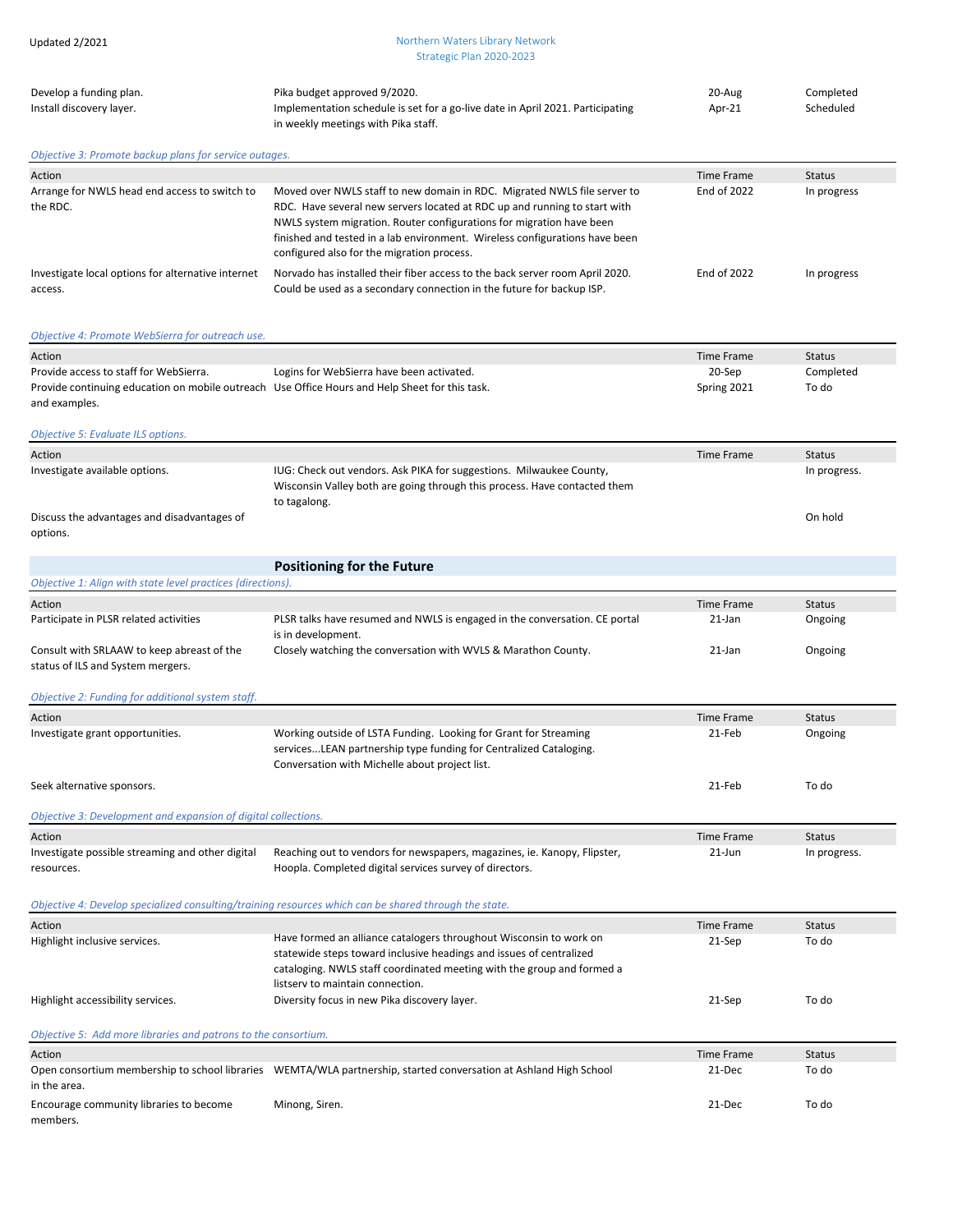| | | | |
|---|---|---|---|
| Develop a funding plan. | Pika budget approved 9/2020. | 20-Aug | Completed |
| Install discovery layer. | Implementation schedule is set for a go-live date in April 2021. Participating in weekly meetings with Pika staff. | Apr-21 | Scheduled |

*Objective 3: Promote backup plans for service outages.*

| Action | | Time Frame | Status |
|---|---|---|---|
| Arrange for NWLS head end access to switch to the RDC. | Moved over NWLS staff to new domain in RDC. Migrated NWLS file server to RDC. Have several new servers located at RDC up and running to start with NWLS system migration. Router configurations for migration have been finished and tested in a lab environment. Wireless configurations have been configured also for the migration process. | End of 2022 | In progress |
| Investigate local options for alternative internet access. | Norvado has installed their fiber access to the back server room April 2020. Could be used as a secondary connection in the future for backup ISP. | End of 2022 | In progress |

*Objective 4: Promote WebSierra for outreach use.*

| Action | | Time Frame | Status |
|---|---|---|---|
| Provide access to staff for WebSierra. | Logins for WebSierra have been activated. | 20-Sep | Completed |
| Provide continuing education on mobile outreach and examples. | Use Office Hours and Help Sheet for this task. | Spring 2021 | To do |

*Objective 5: Evaluate ILS options.*

| Action | | Time Frame | Status |
|---|---|---|---|
| Investigate available options. | IUG: Check out vendors. Ask PIKA for suggestions. Milwaukee County, Wisconsin Valley both are going through this process. Have contacted them to tagalong. | | In progress. |
| Discuss the advantages and disadvantages of options. | | | On hold |

## Positioning for the Future

*Objective 1: Align with state level practices (directions).*

| Action | | Time Frame | Status |
|---|---|---|---|
| Participate in PLSR related activities | PLSR talks have resumed and NWLS is engaged in the conversation. CE portal is in development. | 21-Jan | Ongoing |
| Consult with SRLAAW to keep abreast of the status of ILS and System mergers. | Closely watching the conversation with WVLS & Marathon County. | 21-Jan | Ongoing |

*Objective 2: Funding for additional system staff.*

| Action | | Time Frame | Status |
|---|---|---|---|
| Investigate grant opportunities. | Working outside of LSTA Funding. Looking for Grant for Streaming services...LEAN partnership type funding for Centralized Cataloging. Conversation with Michelle about project list. | 21-Feb | Ongoing |
| Seek alternative sponsors. | | 21-Feb | To do |

*Objective 3: Development and expansion of digital collections.*

| Action | | Time Frame | Status |
|---|---|---|---|
| Investigate possible streaming and other digital resources. | Reaching out to vendors for newspapers, magazines, ie. Kanopy, Flipster, Hoopla. Completed digital services survey of directors. | 21-Jun | In progress. |

*Objective 4: Develop specialized consulting/training resources which can be shared through the state.*

| Action | | Time Frame | Status |
|---|---|---|---|
| Highlight inclusive services. | Have formed an alliance catalogers throughout Wisconsin to work on statewide steps toward inclusive headings and issues of centralized cataloging. NWLS staff coordinated meeting with the group and formed a listserv to maintain connection. | 21-Sep | To do |
| Highlight accessibility services. | Diversity focus in new Pika discovery layer. | 21-Sep | To do |

*Objective 5: Add more libraries and patrons to the consortium.*

| Action | | Time Frame | Status |
|---|---|---|---|
| Open consortium membership to school libraries in the area. | WEMTA/WLA partnership, started conversation at Ashland High School | 21-Dec | To do |
| Encourage community libraries to become members. | Minong, Siren. | 21-Dec | To do |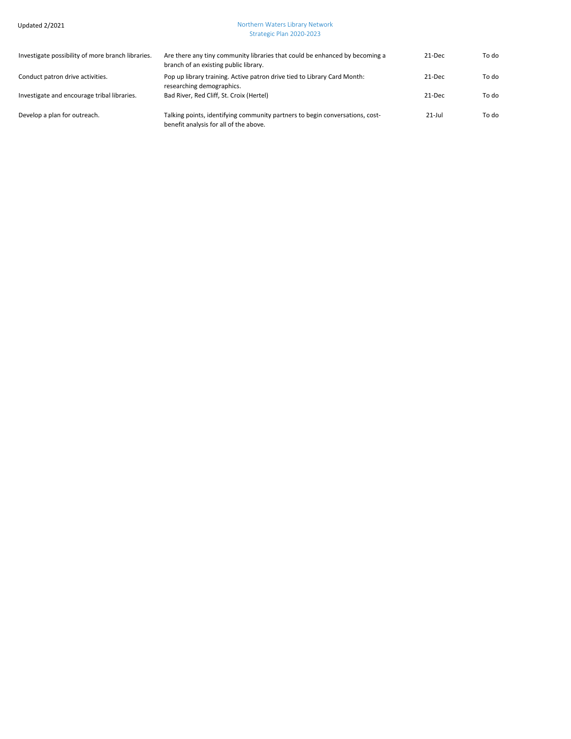| | | | |
|---|---|---|---|
| Investigate possibility of more branch libraries. | Are there any tiny community libraries that could be enhanced by becoming a branch of an existing public library. | 21-Dec | To do |
| Conduct patron drive activities. | Pop up library training. Active patron drive tied to Library Card Month: researching demographics. | 21-Dec | To do |
| Investigate and encourage tribal libraries. | Bad River, Red Cliff, St. Croix (Hertel) | 21-Dec | To do |
| Develop a plan for outreach. | Talking points, identifying community partners to begin conversations, cost-benefit analysis for all of the above. | 21-Jul | To do |